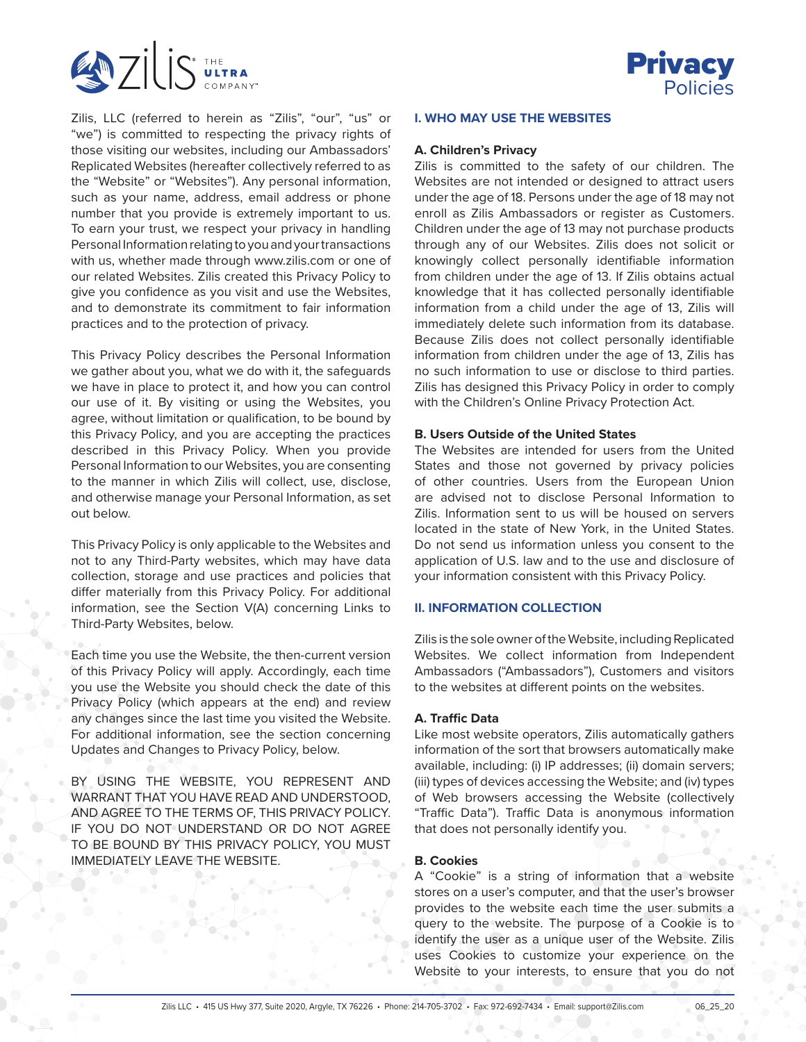# Privacy Policies

Zilis, LLC (referred to herein as "Zilis", "our", "us" or "we") is committed to respecting the privacy rights of those visiting our websites, including our Ambassadors' Replicated Websites (hereafter collectively referred to as the "Website" or "Websites"). Any personal information, such as your name, address, email address or phone number that you provide is extremely important to us. To earn your trust, we respect your privacy in handling Personal Information relating to you and your transactions with us, whether made through www.zilis.com or one of our related Websites. Zilis created this Privacy Policy to give you confidence as you visit and use the Websites, and to demonstrate its commitment to fair information practices and to the protection of privacy.

This Privacy Policy describes the Personal Information we gather about you, what we do with it, the safeguards we have in place to protect it, and how you can control our use of it. By visiting or using the Websites, you agree, without limitation or qualification, to be bound by this Privacy Policy, and you are accepting the practices described in this Privacy Policy. When you provide Personal Information to our Websites, you are consenting to the manner in which Zilis will collect, use, disclose, and otherwise manage your Personal Information, as set out below.

This Privacy Policy is only applicable to the Websites and not to any Third-Party websites, which may have data collection, storage and use practices and policies that differ materially from this Privacy Policy. For additional information, see the Section V(A) concerning Links to Third-Party Websites, below.

Each time you use the Website, the then-current version of this Privacy Policy will apply. Accordingly, each time you use the Website you should check the date of this Privacy Policy (which appears at the end) and review any changes since the last time you visited the Website. For additional information, see the section concerning Updates and Changes to Privacy Policy, below.

BY USING THE WEBSITE, YOU REPRESENT AND WARRANT THAT YOU HAVE READ AND UNDERSTOOD, AND AGREE TO THE TERMS OF, THIS PRIVACY POLICY. IF YOU DO NOT UNDERSTAND OR DO NOT AGREE TO BE BOUND BY THIS PRIVACY POLICY, YOU MUST IMMEDIATELY LEAVE THE WEBSITE.

## I. WHO MAY USE THE WEBSITES

### A. Children's Privacy

Zilis is committed to the safety of our children. The Websites are not intended or designed to attract users under the age of 18. Persons under the age of 18 may not enroll as Zilis Ambassadors or register as Customers. Children under the age of 13 may not purchase products through any of our Websites. Zilis does not solicit or knowingly collect personally identifiable information from children under the age of 13. If Zilis obtains actual knowledge that it has collected personally identifiable information from a child under the age of 13, Zilis will immediately delete such information from its database. Because Zilis does not collect personally identifiable information from children under the age of 13, Zilis has no such information to use or disclose to third parties. Zilis has designed this Privacy Policy in order to comply with the Children's Online Privacy Protection Act.

### B. Users Outside of the United States

The Websites are intended for users from the United States and those not governed by privacy policies of other countries. Users from the European Union are advised not to disclose Personal Information to Zilis. Information sent to us will be housed on servers located in the state of New York, in the United States. Do not send us information unless you consent to the application of U.S. law and to the use and disclosure of your information consistent with this Privacy Policy.

## II. INFORMATION COLLECTION

Zilis is the sole owner of the Website, including Replicated Websites. We collect information from Independent Ambassadors ("Ambassadors"), Customers and visitors to the websites at different points on the websites.

### A. Traffic Data

Like most website operators, Zilis automatically gathers information of the sort that browsers automatically make available, including: (i) IP addresses; (ii) domain servers; (iii) types of devices accessing the Website; and (iv) types of Web browsers accessing the Website (collectively "Traffic Data"). Traffic Data is anonymous information that does not personally identify you.

### B. Cookies

A "Cookie" is a string of information that a website stores on a user's computer, and that the user's browser provides to the website each time the user submits a query to the website. The purpose of a Cookie is to identify the user as a unique user of the Website. Zilis uses Cookies to customize your experience on the Website to your interests, to ensure that you do not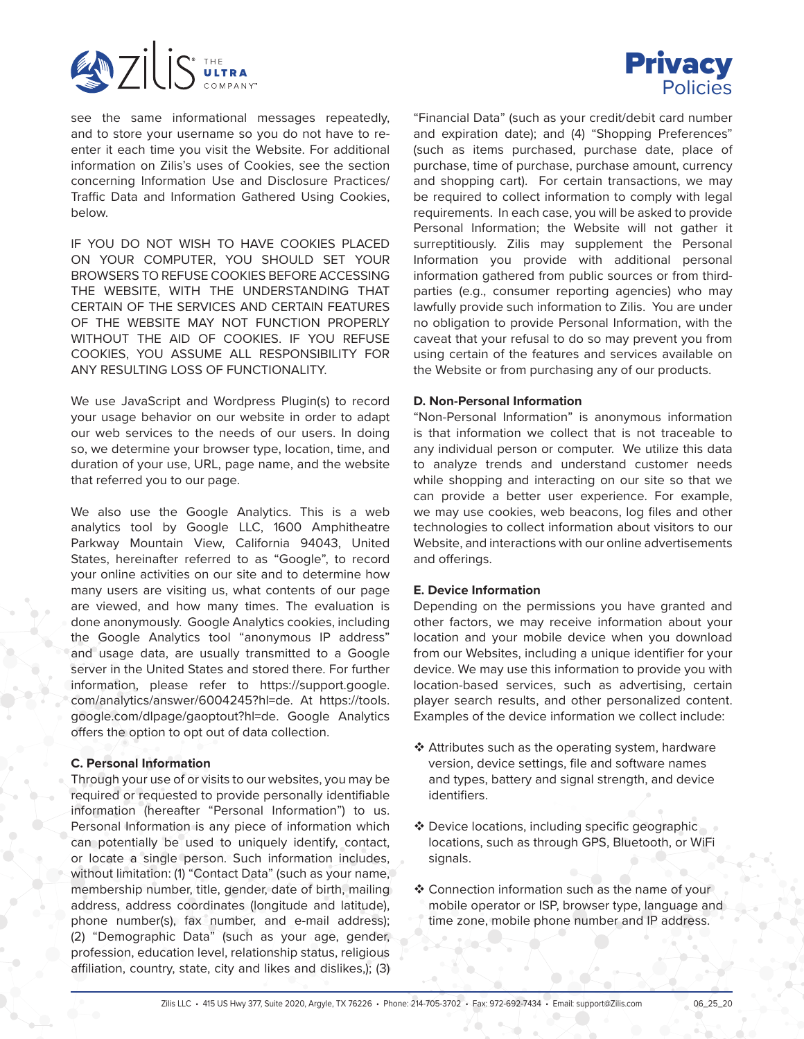see the same informational messages repeatedly, and to store your username so you do not have to re-enter it each time you visit the Website. For additional information on Zilis's uses of Cookies, see the section concerning Information Use and Disclosure Practices/ Traffic Data and Information Gathered Using Cookies, below.

IF YOU DO NOT WISH TO HAVE COOKIES PLACED ON YOUR COMPUTER, YOU SHOULD SET YOUR BROWSERS TO REFUSE COOKIES BEFORE ACCESSING THE WEBSITE, WITH THE UNDERSTANDING THAT CERTAIN OF THE SERVICES AND CERTAIN FEATURES OF THE WEBSITE MAY NOT FUNCTION PROPERLY WITHOUT THE AID OF COOKIES. IF YOU REFUSE COOKIES, YOU ASSUME ALL RESPONSIBILITY FOR ANY RESULTING LOSS OF FUNCTIONALITY.

We use JavaScript and Wordpress Plugin(s) to record your usage behavior on our website in order to adapt our web services to the needs of our users. In doing so, we determine your browser type, location, time, and duration of your use, URL, page name, and the website that referred you to our page.

We also use the Google Analytics. This is a web analytics tool by Google LLC, 1600 Amphitheatre Parkway Mountain View, California 94043, United States, hereinafter referred to as "Google", to record your online activities on our site and to determine how many users are visiting us, what contents of our page are viewed, and how many times. The evaluation is done anonymously. Google Analytics cookies, including the Google Analytics tool "anonymous IP address" and usage data, are usually transmitted to a Google server in the United States and stored there. For further information, please refer to https://support.google.com/analytics/answer/6004245?hl=de. At https://tools.google.com/dlpage/gaoptout?hl=de. Google Analytics offers the option to opt out of data collection.

**C. Personal Information**

Through your use of or visits to our websites, you may be required or requested to provide personally identifiable information (hereafter "Personal Information") to us. Personal Information is any piece of information which can potentially be used to uniquely identify, contact, or locate a single person. Such information includes, without limitation: (1) "Contact Data" (such as your name, membership number, title, gender, date of birth, mailing address, address coordinates (longitude and latitude), phone number(s), fax number, and e-mail address); (2) "Demographic Data" (such as your age, gender, profession, education level, relationship status, religious affiliation, country, state, city and likes and dislikes,); (3) "Financial Data" (such as your credit/debit card number and expiration date); and (4) "Shopping Preferences" (such as items purchased, purchase date, place of purchase, time of purchase, purchase amount, currency and shopping cart). For certain transactions, we may be required to collect information to comply with legal requirements. In each case, you will be asked to provide Personal Information; the Website will not gather it surreptitiously. Zilis may supplement the Personal Information you provide with additional personal information gathered from public sources or from third-parties (e.g., consumer reporting agencies) who may lawfully provide such information to Zilis. You are under no obligation to provide Personal Information, with the caveat that your refusal to do so may prevent you from using certain of the features and services available on the Website or from purchasing any of our products.

**D. Non-Personal Information**

"Non-Personal Information" is anonymous information is that information we collect that is not traceable to any individual person or computer. We utilize this data to analyze trends and understand customer needs while shopping and interacting on our site so that we can provide a better user experience. For example, we may use cookies, web beacons, log files and other technologies to collect information about visitors to our Website, and interactions with our online advertisements and offerings.

**E. Device Information**

Depending on the permissions you have granted and other factors, we may receive information about your location and your mobile device when you download from our Websites, including a unique identifier for your device. We may use this information to provide you with location-based services, such as advertising, certain player search results, and other personalized content. Examples of the device information we collect include:

- Attributes such as the operating system, hardware version, device settings, file and software names and types, battery and signal strength, and device identifiers.
- Device locations, including specific geographic locations, such as through GPS, Bluetooth, or WiFi signals.
- Connection information such as the name of your mobile operator or ISP, browser type, language and time zone, mobile phone number and IP address.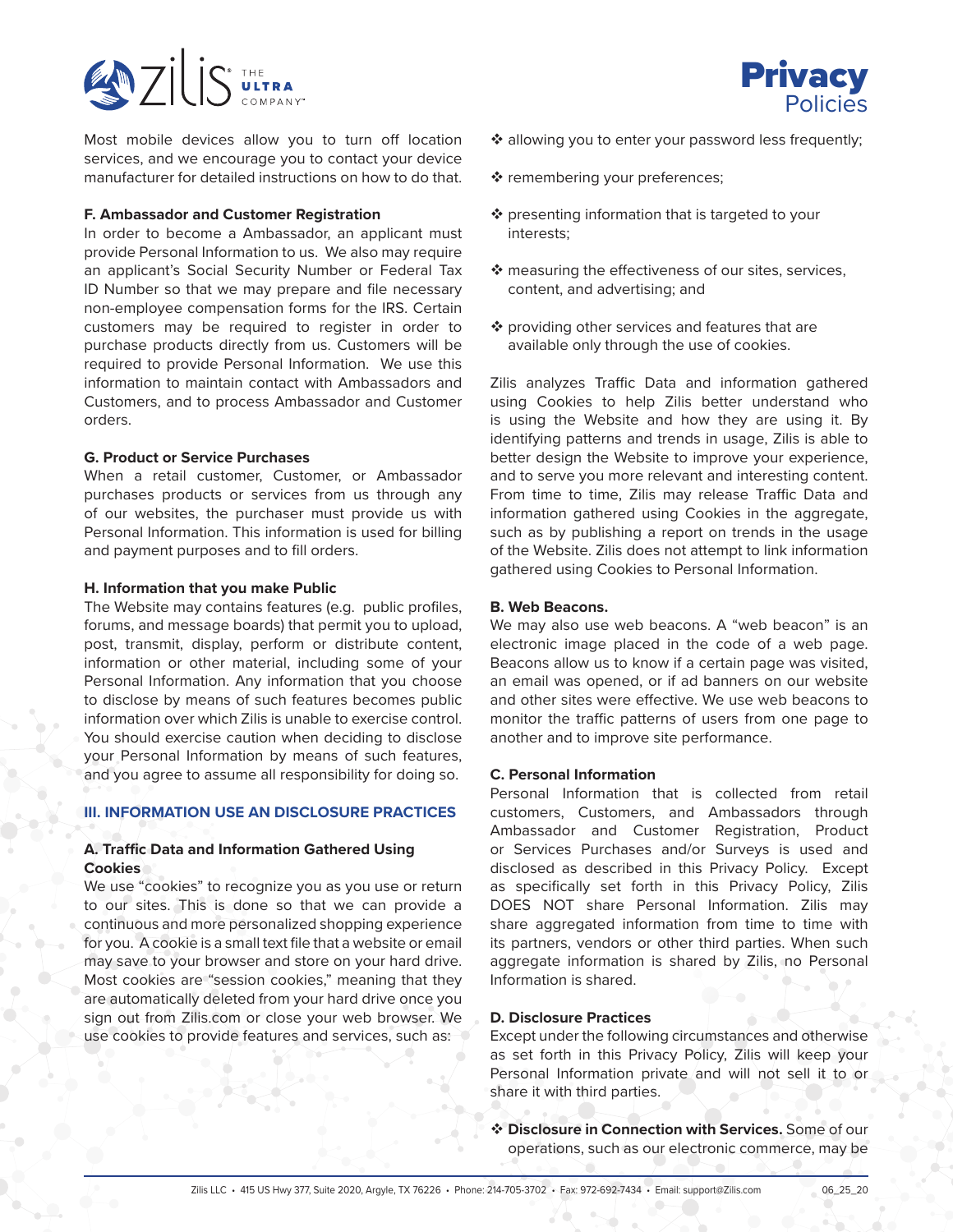Most mobile devices allow you to turn off location services, and we encourage you to contact your device manufacturer for detailed instructions on how to do that.

**F. Ambassador and Customer Registration**

In order to become a Ambassador, an applicant must provide Personal Information to us. We also may require an applicant's Social Security Number or Federal Tax ID Number so that we may prepare and file necessary non-employee compensation forms for the IRS. Certain customers may be required to register in order to purchase products directly from us. Customers will be required to provide Personal Information. We use this information to maintain contact with Ambassadors and Customers, and to process Ambassador and Customer orders.

**G. Product or Service Purchases**

When a retail customer, Customer, or Ambassador purchases products or services from us through any of our websites, the purchaser must provide us with Personal Information. This information is used for billing and payment purposes and to fill orders.

**H. Information that you make Public**

The Website may contains features (e.g. public profiles, forums, and message boards) that permit you to upload, post, transmit, display, perform or distribute content, information or other material, including some of your Personal Information. Any information that you choose to disclose by means of such features becomes public information over which Zilis is unable to exercise control. You should exercise caution when deciding to disclose your Personal Information by means of such features, and you agree to assume all responsibility for doing so.

## III. INFORMATION USE AN DISCLOSURE PRACTICES

**A. Traffic Data and Information Gathered Using Cookies**

We use "cookies" to recognize you as you use or return to our sites. This is done so that we can provide a continuous and more personalized shopping experience for you. A cookie is a small text file that a website or email may save to your browser and store on your hard drive. Most cookies are "session cookies," meaning that they are automatically deleted from your hard drive once you sign out from Zilis.com or close your web browser. We use cookies to provide features and services, such as:

❖ allowing you to enter your password less frequently;

❖ remembering your preferences;

❖ presenting information that is targeted to your interests;

❖ measuring the effectiveness of our sites, services, content, and advertising; and

❖ providing other services and features that are available only through the use of cookies.

Zilis analyzes Traffic Data and information gathered using Cookies to help Zilis better understand who is using the Website and how they are using it. By identifying patterns and trends in usage, Zilis is able to better design the Website to improve your experience, and to serve you more relevant and interesting content. From time to time, Zilis may release Traffic Data and information gathered using Cookies in the aggregate, such as by publishing a report on trends in the usage of the Website. Zilis does not attempt to link information gathered using Cookies to Personal Information.

**B. Web Beacons.**

We may also use web beacons. A "web beacon" is an electronic image placed in the code of a web page. Beacons allow us to know if a certain page was visited, an email was opened, or if ad banners on our website and other sites were effective. We use web beacons to monitor the traffic patterns of users from one page to another and to improve site performance.

**C. Personal Information**

Personal Information that is collected from retail customers, Customers, and Ambassadors through Ambassador and Customer Registration, Product or Services Purchases and/or Surveys is used and disclosed as described in this Privacy Policy. Except as specifically set forth in this Privacy Policy, Zilis DOES NOT share Personal Information. Zilis may share aggregated information from time to time with its partners, vendors or other third parties. When such aggregate information is shared by Zilis, no Personal Information is shared.

**D. Disclosure Practices**

Except under the following circumstances and otherwise as set forth in this Privacy Policy, Zilis will keep your Personal Information private and will not sell it to or share it with third parties.

❖ **Disclosure in Connection with Services.** Some of our operations, such as our electronic commerce, may be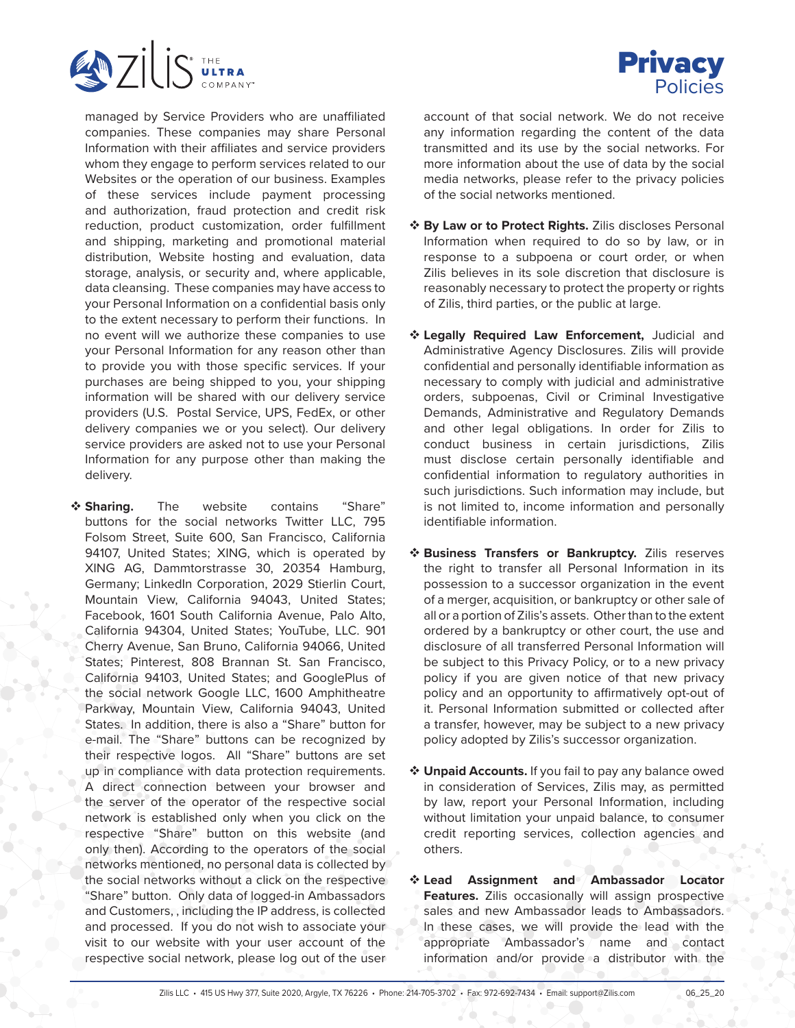managed by Service Providers who are unaffiliated companies. These companies may share Personal Information with their affiliates and service providers whom they engage to perform services related to our Websites or the operation of our business. Examples of these services include payment processing and authorization, fraud protection and credit risk reduction, product customization, order fulfillment and shipping, marketing and promotional material distribution, Website hosting and evaluation, data storage, analysis, or security and, where applicable, data cleansing. These companies may have access to your Personal Information on a confidential basis only to the extent necessary to perform their functions. In no event will we authorize these companies to use your Personal Information for any reason other than to provide you with those specific services. If your purchases are being shipped to you, your shipping information will be shared with our delivery service providers (U.S. Postal Service, UPS, FedEx, or other delivery companies we or you select). Our delivery service providers are asked not to use your Personal Information for any purpose other than making the delivery.

- **Sharing.** The website contains "Share" buttons for the social networks Twitter LLC, 795 Folsom Street, Suite 600, San Francisco, California 94107, United States; XING, which is operated by XING AG, Dammtorstrasse 30, 20354 Hamburg, Germany; LinkedIn Corporation, 2029 Stierlin Court, Mountain View, California 94043, United States; Facebook, 1601 South California Avenue, Palo Alto, California 94304, United States; YouTube, LLC. 901 Cherry Avenue, San Bruno, California 94066, United States; Pinterest, 808 Brannan St. San Francisco, California 94103, United States; and GooglePlus of the social network Google LLC, 1600 Amphitheatre Parkway, Mountain View, California 94043, United States. In addition, there is also a "Share" button for e-mail. The "Share" buttons can be recognized by their respective logos. All "Share" buttons are set up in compliance with data protection requirements. A direct connection between your browser and the server of the operator of the respective social network is established only when you click on the respective "Share" button on this website (and only then). According to the operators of the social networks mentioned, no personal data is collected by the social networks without a click on the respective "Share" button. Only data of logged-in Ambassadors and Customers, , including the IP address, is collected and processed. If you do not wish to associate your visit to our website with your user account of the respective social network, please log out of the user account of that social network. We do not receive any information regarding the content of the data transmitted and its use by the social networks. For more information about the use of data by the social media networks, please refer to the privacy policies of the social networks mentioned.

- **By Law or to Protect Rights.** Zilis discloses Personal Information when required to do so by law, or in response to a subpoena or court order, or when Zilis believes in its sole discretion that disclosure is reasonably necessary to protect the property or rights of Zilis, third parties, or the public at large.

- **Legally Required Law Enforcement,** Judicial and Administrative Agency Disclosures. Zilis will provide confidential and personally identifiable information as necessary to comply with judicial and administrative orders, subpoenas, Civil or Criminal Investigative Demands, Administrative and Regulatory Demands and other legal obligations. In order for Zilis to conduct business in certain jurisdictions, Zilis must disclose certain personally identifiable and confidential information to regulatory authorities in such jurisdictions. Such information may include, but is not limited to, income information and personally identifiable information.

- **Business Transfers or Bankruptcy.** Zilis reserves the right to transfer all Personal Information in its possession to a successor organization in the event of a merger, acquisition, or bankruptcy or other sale of all or a portion of Zilis's assets. Other than to the extent ordered by a bankruptcy or other court, the use and disclosure of all transferred Personal Information will be subject to this Privacy Policy, or to a new privacy policy if you are given notice of that new privacy policy and an opportunity to affirmatively opt-out of it. Personal Information submitted or collected after a transfer, however, may be subject to a new privacy policy adopted by Zilis's successor organization.

- **Unpaid Accounts.** If you fail to pay any balance owed in consideration of Services, Zilis may, as permitted by law, report your Personal Information, including without limitation your unpaid balance, to consumer credit reporting services, collection agencies and others.

- **Lead Assignment and Ambassador Locator Features.** Zilis occasionally will assign prospective sales and new Ambassador leads to Ambassadors. In these cases, we will provide the lead with the appropriate Ambassador's name and contact information and/or provide a distributor with the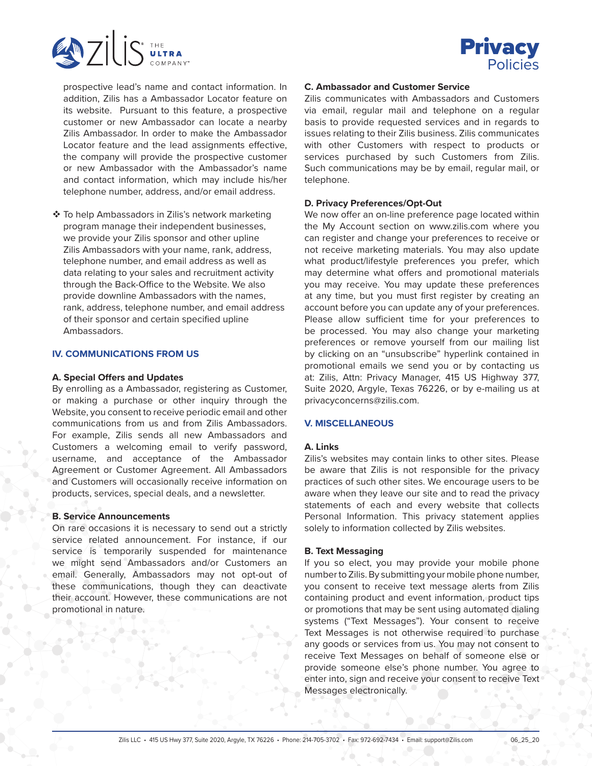prospective lead's name and contact information. In addition, Zilis has a Ambassador Locator feature on its website. Pursuant to this feature, a prospective customer or new Ambassador can locate a nearby Zilis Ambassador. In order to make the Ambassador Locator feature and the lead assignments effective, the company will provide the prospective customer or new Ambassador with the Ambassador's name and contact information, which may include his/her telephone number, address, and/or email address.

❖ To help Ambassadors in Zilis's network marketing program manage their independent businesses, we provide your Zilis sponsor and other upline Zilis Ambassadors with your name, rank, address, telephone number, and email address as well as data relating to your sales and recruitment activity through the Back-Office to the Website. We also provide downline Ambassadors with the names, rank, address, telephone number, and email address of their sponsor and certain specified upline Ambassadors.

## IV. COMMUNICATIONS FROM US

### A. Special Offers and Updates

By enrolling as a Ambassador, registering as Customer, or making a purchase or other inquiry through the Website, you consent to receive periodic email and other communications from us and from Zilis Ambassadors. For example, Zilis sends all new Ambassadors and Customers a welcoming email to verify password, username, and acceptance of the Ambassador Agreement or Customer Agreement. All Ambassadors and Customers will occasionally receive information on products, services, special deals, and a newsletter.

### B. Service Announcements

On rare occasions it is necessary to send out a strictly service related announcement. For instance, if our service is temporarily suspended for maintenance we might send Ambassadors and/or Customers an email. Generally, Ambassadors may not opt-out of these communications, though they can deactivate their account. However, these communications are not promotional in nature.

### C. Ambassador and Customer Service

Zilis communicates with Ambassadors and Customers via email, regular mail and telephone on a regular basis to provide requested services and in regards to issues relating to their Zilis business. Zilis communicates with other Customers with respect to products or services purchased by such Customers from Zilis. Such communications may be by email, regular mail, or telephone.

### D. Privacy Preferences/Opt-Out

We now offer an on-line preference page located within the My Account section on www.zilis.com where you can register and change your preferences to receive or not receive marketing materials. You may also update what product/lifestyle preferences you prefer, which may determine what offers and promotional materials you may receive. You may update these preferences at any time, but you must first register by creating an account before you can update any of your preferences. Please allow sufficient time for your preferences to be processed. You may also change your marketing preferences or remove yourself from our mailing list by clicking on an "unsubscribe" hyperlink contained in promotional emails we send you or by contacting us at: Zilis, Attn: Privacy Manager, 415 US Highway 377, Suite 2020, Argyle, Texas 76226, or by e-mailing us at privacyconcerns@zilis.com.

## V. MISCELLANEOUS

### A. Links

Zilis's websites may contain links to other sites. Please be aware that Zilis is not responsible for the privacy practices of such other sites. We encourage users to be aware when they leave our site and to read the privacy statements of each and every website that collects Personal Information. This privacy statement applies solely to information collected by Zilis websites.

### B. Text Messaging

If you so elect, you may provide your mobile phone number to Zilis. By submitting your mobile phone number, you consent to receive text message alerts from Zilis containing product and event information, product tips or promotions that may be sent using automated dialing systems ("Text Messages"). Your consent to receive Text Messages is not otherwise required to purchase any goods or services from us. You may not consent to receive Text Messages on behalf of someone else or provide someone else's phone number. You agree to enter into, sign and receive your consent to receive Text Messages electronically.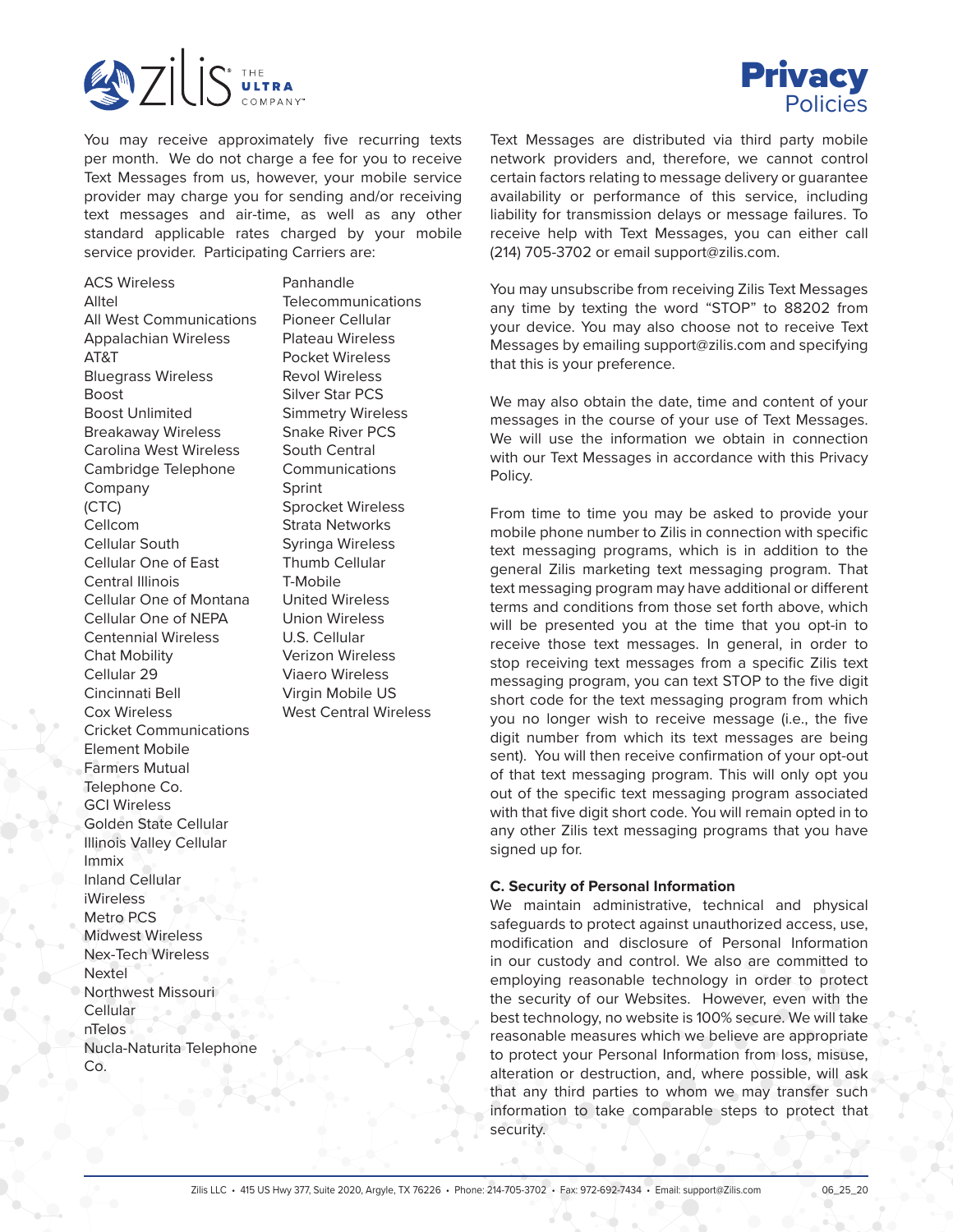You may receive approximately five recurring texts per month. We do not charge a fee for you to receive Text Messages from us, however, your mobile service provider may charge you for sending and/or receiving text messages and air-time, as well as any other standard applicable rates charged by your mobile service provider. Participating Carriers are:

- ACS Wireless
- Alltel
- All West Communications
- Appalachian Wireless
- AT&T
- Bluegrass Wireless
- Boost
- Boost Unlimited
- Breakaway Wireless
- Carolina West Wireless
- Cambridge Telephone Company (CTC)
- Cellcom
- Cellular South
- Cellular One of East Central Illinois
- Cellular One of Montana
- Cellular One of NEPA
- Centennial Wireless
- Chat Mobility
- Cellular 29
- Cincinnati Bell
- Cox Wireless
- Cricket Communications
- Element Mobile
- Farmers Mutual Telephone Co.
- GCI Wireless
- Golden State Cellular
- Illinois Valley Cellular
- Immix
- Inland Cellular
- iWireless
- Metro PCS
- Midwest Wireless
- Nex-Tech Wireless
- Nextel
- Northwest Missouri Cellular
- nTelos
- Nucla-Naturita Telephone Co.
- Panhandle Telecommunications
- Pioneer Cellular
- Plateau Wireless
- Pocket Wireless
- Revol Wireless
- Silver Star PCS
- Simmetry Wireless
- Snake River PCS
- South Central Communications
- Sprint
- Sprocket Wireless
- Strata Networks
- Syringa Wireless
- Thumb Cellular
- T-Mobile
- United Wireless
- Union Wireless
- U.S. Cellular
- Verizon Wireless
- Viaero Wireless
- Virgin Mobile US
- West Central Wireless

Text Messages are distributed via third party mobile network providers and, therefore, we cannot control certain factors relating to message delivery or guarantee availability or performance of this service, including liability for transmission delays or message failures. To receive help with Text Messages, you can either call (214) 705-3702 or email support@zilis.com.

You may unsubscribe from receiving Zilis Text Messages any time by texting the word "STOP" to 88202 from your device. You may also choose not to receive Text Messages by emailing support@zilis.com and specifying that this is your preference.

We may also obtain the date, time and content of your messages in the course of your use of Text Messages. We will use the information we obtain in connection with our Text Messages in accordance with this Privacy Policy.

From time to time you may be asked to provide your mobile phone number to Zilis in connection with specific text messaging programs, which is in addition to the general Zilis marketing text messaging program. That text messaging program may have additional or different terms and conditions from those set forth above, which will be presented you at the time that you opt-in to receive those text messages. In general, in order to stop receiving text messages from a specific Zilis text messaging program, you can text STOP to the five digit short code for the text messaging program from which you no longer wish to receive message (i.e., the five digit number from which its text messages are being sent). You will then receive confirmation of your opt-out of that text messaging program. This will only opt you out of the specific text messaging program associated with that five digit short code. You will remain opted in to any other Zilis text messaging programs that you have signed up for.

**C. Security of Personal Information**

We maintain administrative, technical and physical safeguards to protect against unauthorized access, use, modification and disclosure of Personal Information in our custody and control. We also are committed to employing reasonable technology in order to protect the security of our Websites. However, even with the best technology, no website is 100% secure. We will take reasonable measures which we believe are appropriate to protect your Personal Information from loss, misuse, alteration or destruction, and, where possible, will ask that any third parties to whom we may transfer such information to take comparable steps to protect that security.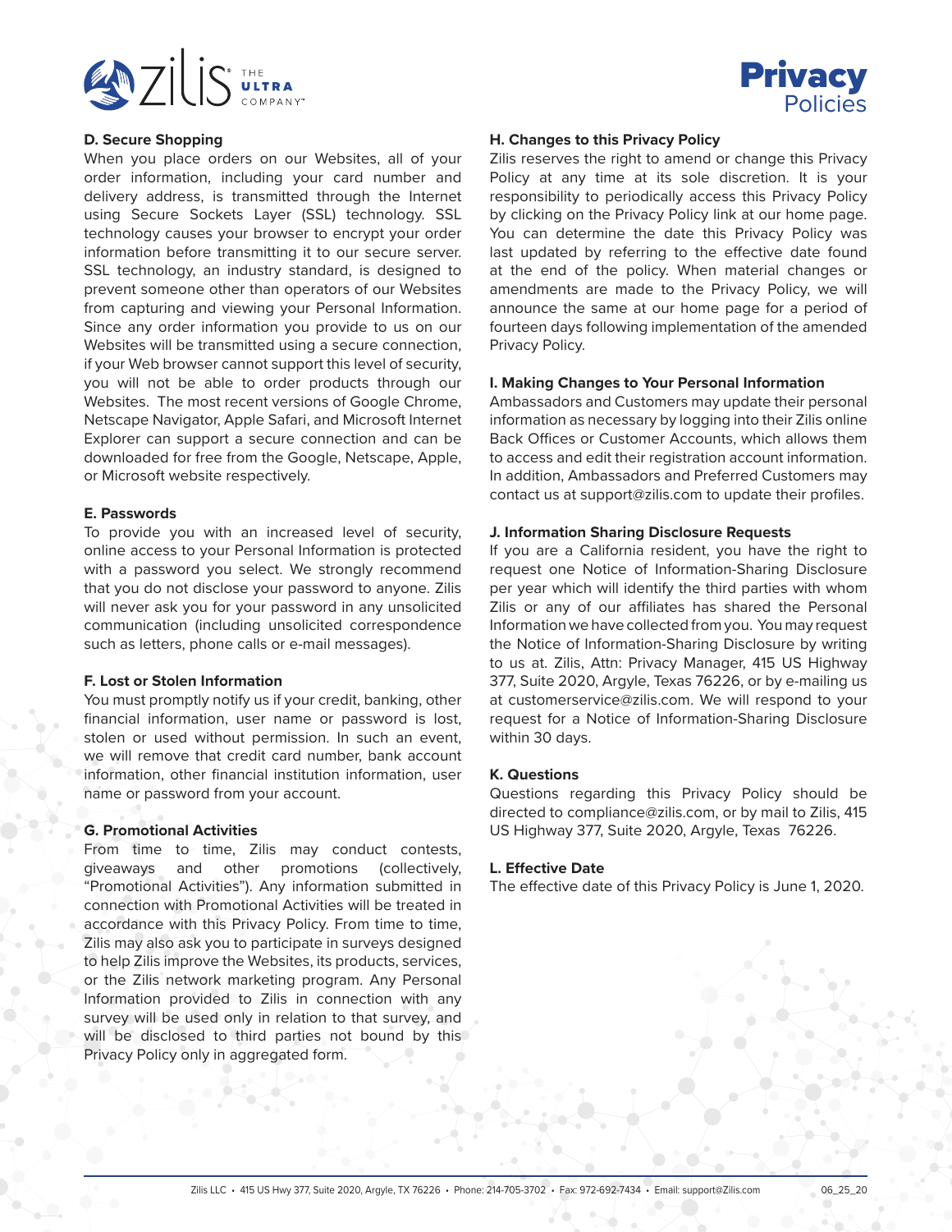### D. Secure Shopping

When you place orders on our Websites, all of your order information, including your card number and delivery address, is transmitted through the Internet using Secure Sockets Layer (SSL) technology. SSL technology causes your browser to encrypt your order information before transmitting it to our secure server. SSL technology, an industry standard, is designed to prevent someone other than operators of our Websites from capturing and viewing your Personal Information. Since any order information you provide to us on our Websites will be transmitted using a secure connection, if your Web browser cannot support this level of security, you will not be able to order products through our Websites. The most recent versions of Google Chrome, Netscape Navigator, Apple Safari, and Microsoft Internet Explorer can support a secure connection and can be downloaded for free from the Google, Netscape, Apple, or Microsoft website respectively.

### E. Passwords

To provide you with an increased level of security, online access to your Personal Information is protected with a password you select. We strongly recommend that you do not disclose your password to anyone. Zilis will never ask you for your password in any unsolicited communication (including unsolicited correspondence such as letters, phone calls or e-mail messages).

### F. Lost or Stolen Information

You must promptly notify us if your credit, banking, other financial information, user name or password is lost, stolen or used without permission. In such an event, we will remove that credit card number, bank account information, other financial institution information, user name or password from your account.

### G. Promotional Activities

From time to time, Zilis may conduct contests, giveaways and other promotions (collectively, "Promotional Activities"). Any information submitted in connection with Promotional Activities will be treated in accordance with this Privacy Policy. From time to time, Zilis may also ask you to participate in surveys designed to help Zilis improve the Websites, its products, services, or the Zilis network marketing program. Any Personal Information provided to Zilis in connection with any survey will be used only in relation to that survey, and will be disclosed to third parties not bound by this Privacy Policy only in aggregated form.

### H. Changes to this Privacy Policy

Zilis reserves the right to amend or change this Privacy Policy at any time at its sole discretion. It is your responsibility to periodically access this Privacy Policy by clicking on the Privacy Policy link at our home page. You can determine the date this Privacy Policy was last updated by referring to the effective date found at the end of the policy. When material changes or amendments are made to the Privacy Policy, we will announce the same at our home page for a period of fourteen days following implementation of the amended Privacy Policy.

### I. Making Changes to Your Personal Information

Ambassadors and Customers may update their personal information as necessary by logging into their Zilis online Back Offices or Customer Accounts, which allows them to access and edit their registration account information. In addition, Ambassadors and Preferred Customers may contact us at support@zilis.com to update their profiles.

### J. Information Sharing Disclosure Requests

If you are a California resident, you have the right to request one Notice of Information-Sharing Disclosure per year which will identify the third parties with whom Zilis or any of our affiliates has shared the Personal Information we have collected from you. You may request the Notice of Information-Sharing Disclosure by writing to us at. Zilis, Attn: Privacy Manager, 415 US Highway 377, Suite 2020, Argyle, Texas 76226, or by e-mailing us at customerservice@zilis.com. We will respond to your request for a Notice of Information-Sharing Disclosure within 30 days.

### K. Questions

Questions regarding this Privacy Policy should be directed to compliance@zilis.com, or by mail to Zilis, 415 US Highway 377, Suite 2020, Argyle, Texas 76226.

### L. Effective Date

The effective date of this Privacy Policy is June 1, 2020.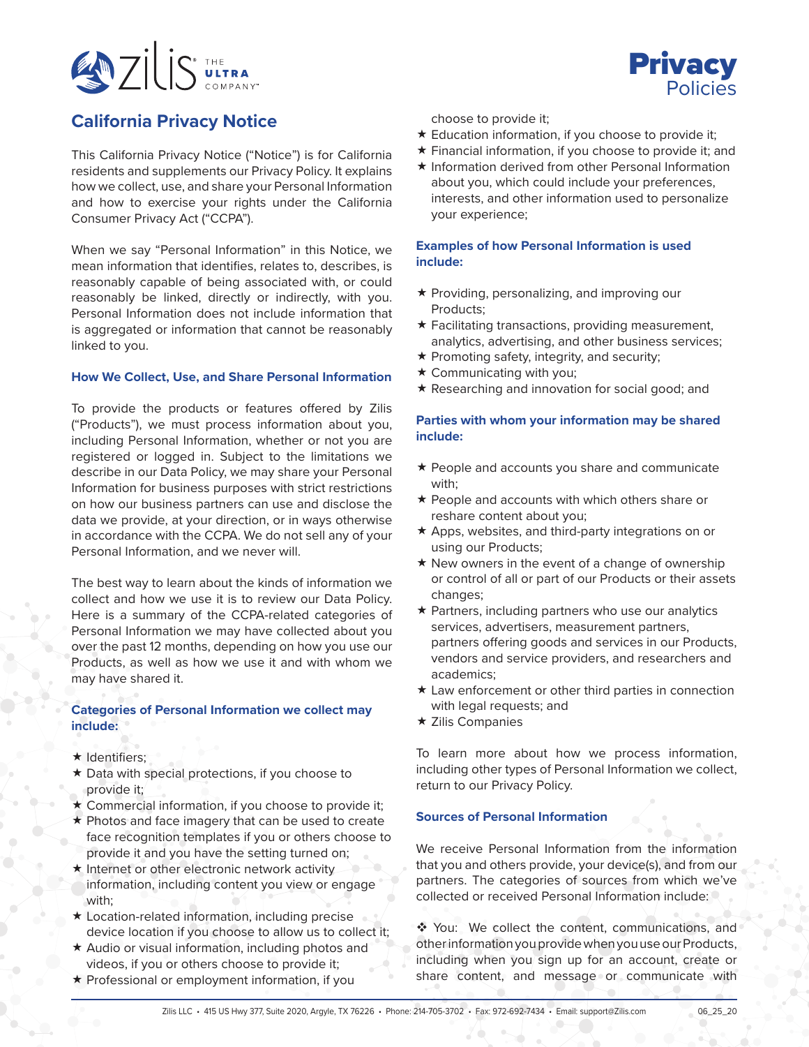# California Privacy Notice

This California Privacy Notice ("Notice") is for California residents and supplements our Privacy Policy. It explains how we collect, use, and share your Personal Information and how to exercise your rights under the California Consumer Privacy Act ("CCPA").

When we say "Personal Information" in this Notice, we mean information that identifies, relates to, describes, is reasonably capable of being associated with, or could reasonably be linked, directly or indirectly, with you. Personal Information does not include information that is aggregated or information that cannot be reasonably linked to you.

### How We Collect, Use, and Share Personal Information

To provide the products or features offered by Zilis ("Products"), we must process information about you, including Personal Information, whether or not you are registered or logged in. Subject to the limitations we describe in our Data Policy, we may share your Personal Information for business purposes with strict restrictions on how our business partners can use and disclose the data we provide, at your direction, or in ways otherwise in accordance with the CCPA. We do not sell any of your Personal Information, and we never will.

The best way to learn about the kinds of information we collect and how we use it is to review our Data Policy. Here is a summary of the CCPA-related categories of Personal Information we may have collected about you over the past 12 months, depending on how you use our Products, as well as how we use it and with whom we may have shared it.

### Categories of Personal Information we collect may include:

- ★ Identifiers;
- ★ Data with special protections, if you choose to provide it;
- ★ Commercial information, if you choose to provide it;
- ★ Photos and face imagery that can be used to create face recognition templates if you or others choose to provide it and you have the setting turned on;
- ★ Internet or other electronic network activity information, including content you view or engage with;
- ★ Location-related information, including precise device location if you choose to allow us to collect it;
- ★ Audio or visual information, including photos and videos, if you or others choose to provide it;
- ★ Professional or employment information, if you choose to provide it;
- ★ Education information, if you choose to provide it;
- ★ Financial information, if you choose to provide it; and
- ★ Information derived from other Personal Information about you, which could include your preferences, interests, and other information used to personalize your experience;

### Examples of how Personal Information is used include:

- ★ Providing, personalizing, and improving our Products;
- ★ Facilitating transactions, providing measurement, analytics, advertising, and other business services;
- ★ Promoting safety, integrity, and security;
- ★ Communicating with you;
- ★ Researching and innovation for social good; and

### Parties with whom your information may be shared include:

- ★ People and accounts you share and communicate with;
- ★ People and accounts with which others share or reshare content about you;
- ★ Apps, websites, and third-party integrations on or using our Products;
- ★ New owners in the event of a change of ownership or control of all or part of our Products or their assets changes;
- ★ Partners, including partners who use our analytics services, advertisers, measurement partners, partners offering goods and services in our Products, vendors and service providers, and researchers and academics;
- ★ Law enforcement or other third parties in connection with legal requests; and
- ★ Zilis Companies

To learn more about how we process information, including other types of Personal Information we collect, return to our Privacy Policy.

### Sources of Personal Information

We receive Personal Information from the information that you and others provide, your device(s), and from our partners. The categories of sources from which we've collected or received Personal Information include:

❖ You: We collect the content, communications, and other information you provide when you use our Products, including when you sign up for an account, create or share content, and message or communicate with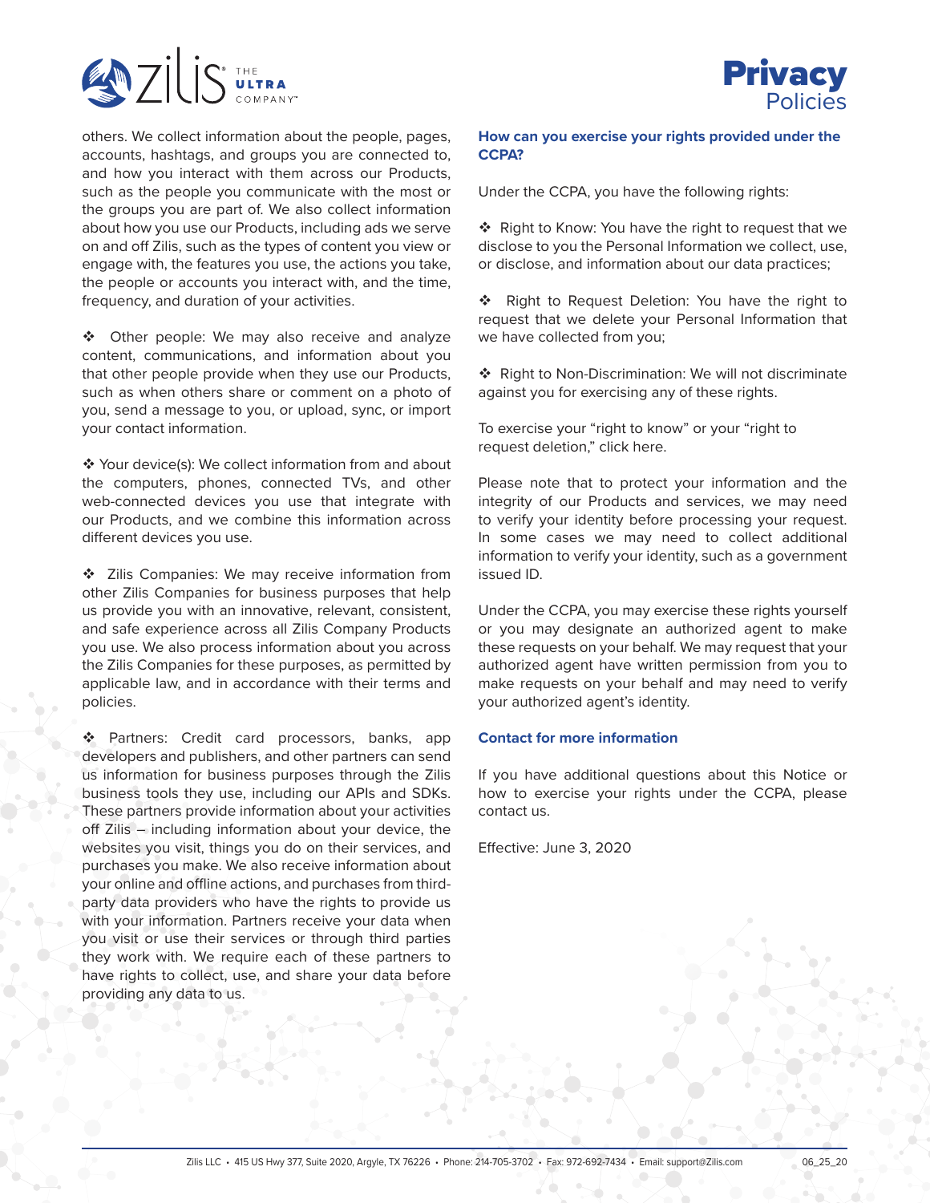others. We collect information about the people, pages, accounts, hashtags, and groups you are connected to, and how you interact with them across our Products, such as the people you communicate with the most or the groups you are part of. We also collect information about how you use our Products, including ads we serve on and off Zilis, such as the types of content you view or engage with, the features you use, the actions you take, the people or accounts you interact with, and the time, frequency, and duration of your activities.

❖ Other people: We may also receive and analyze content, communications, and information about you that other people provide when they use our Products, such as when others share or comment on a photo of you, send a message to you, or upload, sync, or import your contact information.

❖ Your device(s): We collect information from and about the computers, phones, connected TVs, and other web-connected devices you use that integrate with our Products, and we combine this information across different devices you use.

❖ Zilis Companies: We may receive information from other Zilis Companies for business purposes that help us provide you with an innovative, relevant, consistent, and safe experience across all Zilis Company Products you use. We also process information about you across the Zilis Companies for these purposes, as permitted by applicable law, and in accordance with their terms and policies.

❖ Partners: Credit card processors, banks, app developers and publishers, and other partners can send us information for business purposes through the Zilis business tools they use, including our APIs and SDKs. These partners provide information about your activities off Zilis – including information about your device, the websites you visit, things you do on their services, and purchases you make. We also receive information about your online and offline actions, and purchases from third-party data providers who have the rights to provide us with your information. Partners receive your data when you visit or use their services or through third parties they work with. We require each of these partners to have rights to collect, use, and share your data before providing any data to us.

**How can you exercise your rights provided under the CCPA?**

Under the CCPA, you have the following rights:

❖ Right to Know: You have the right to request that we disclose to you the Personal Information we collect, use, or disclose, and information about our data practices;

❖ Right to Request Deletion: You have the right to request that we delete your Personal Information that we have collected from you;

❖ Right to Non-Discrimination: We will not discriminate against you for exercising any of these rights.

To exercise your "right to know" or your "right to request deletion," click here.

Please note that to protect your information and the integrity of our Products and services, we may need to verify your identity before processing your request. In some cases we may need to collect additional information to verify your identity, such as a government issued ID.

Under the CCPA, you may exercise these rights yourself or you may designate an authorized agent to make these requests on your behalf. We may request that your authorized agent have written permission from you to make requests on your behalf and may need to verify your authorized agent's identity.

**Contact for more information**

If you have additional questions about this Notice or how to exercise your rights under the CCPA, please contact us.

Effective: June 3, 2020